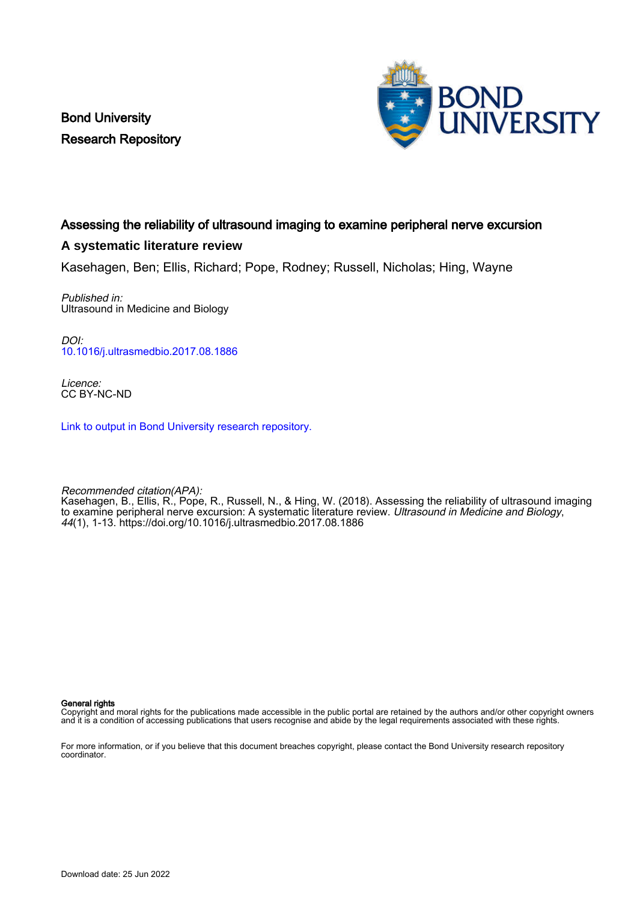Bond University
Research Repository

# Assessing the reliability of ultrasound imaging to examine peripheral nerve excursion

## A systematic literature review

Kasehagen, Ben; Ellis, Richard; Pope, Rodney; Russell, Nicholas; Hing, Wayne

*Published in:*
Ultrasound in Medicine and Biology

*DOI:*
10.1016/j.ultrasmedbio.2017.08.1886

*Licence:*
CC BY-NC-ND

Link to output in Bond University research repository.

*Recommended citation(APA):*
Kasehagen, B., Ellis, R., Pope, R., Russell, N., & Hing, W. (2018). Assessing the reliability of ultrasound imaging to examine peripheral nerve excursion: A systematic literature review. *Ultrasound in Medicine and Biology*, *44*(1), 1-13. https://doi.org/10.1016/j.ultrasmedbio.2017.08.1886

**General rights**
Copyright and moral rights for the publications made accessible in the public portal are retained by the authors and/or other copyright owners and it is a condition of accessing publications that users recognise and abide by the legal requirements associated with these rights.

For more information, or if you believe that this document breaches copyright, please contact the Bond University research repository coordinator.

Download date: 25 Jun 2022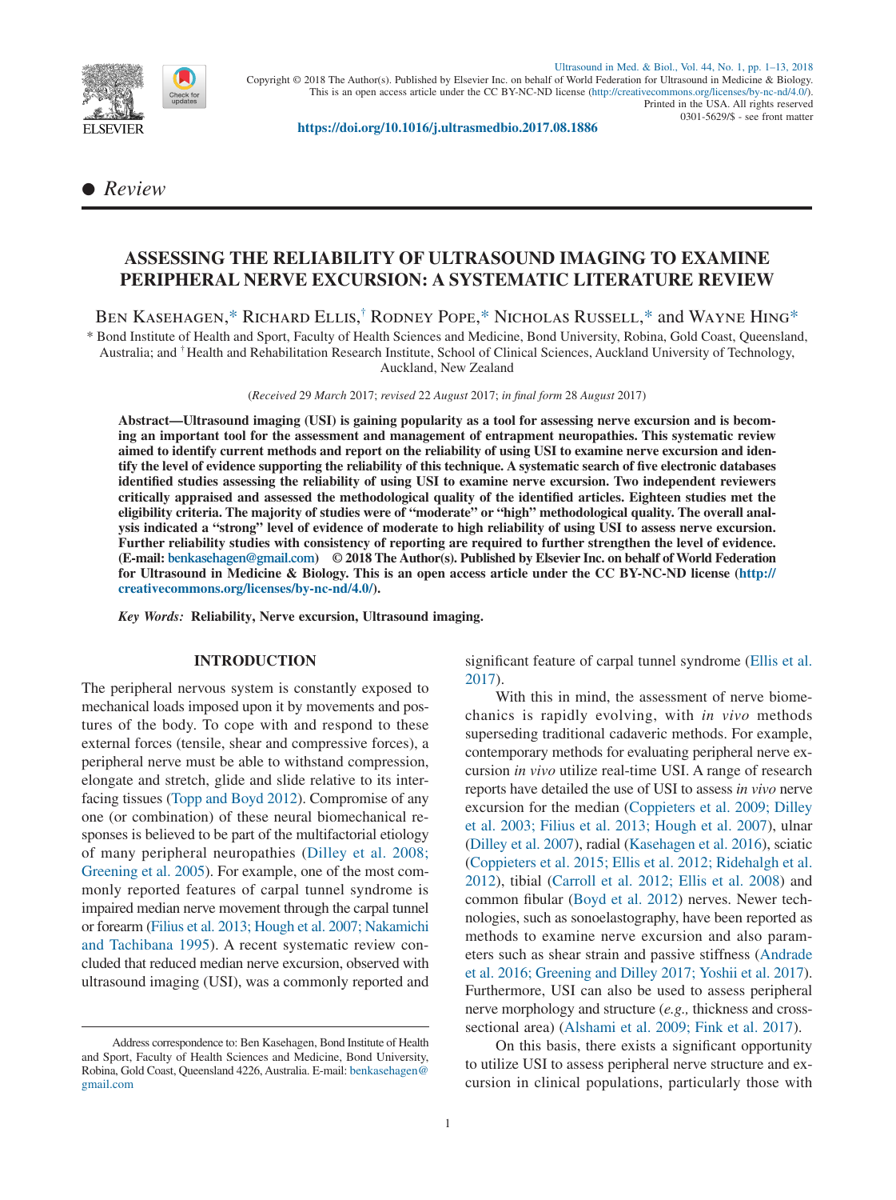# ASSESSING THE RELIABILITY OF ULTRASOUND IMAGING TO EXAMINE PERIPHERAL NERVE EXCURSION: A SYSTEMATIC LITERATURE REVIEW

Ben Kasehagen,* Richard Ellis,† Rodney Pope,* Nicholas Russell,* and Wayne Hing*

\* Bond Institute of Health and Sport, Faculty of Health Sciences and Medicine, Bond University, Robina, Gold Coast, Queensland, Australia; and † Health and Rehabilitation Research Institute, School of Clinical Sciences, Auckland University of Technology, Auckland, New Zealand

(*Received* 29 *March* 2017; *revised* 22 *August* 2017; *in final form* 28 *August* 2017)

**Abstract—Ultrasound imaging (USI) is gaining popularity as a tool for assessing nerve excursion and is becoming an important tool for the assessment and management of entrapment neuropathies. This systematic review aimed to identify current methods and report on the reliability of using USI to examine nerve excursion and identify the level of evidence supporting the reliability of this technique. A systematic search of five electronic databases identified studies assessing the reliability of using USI to examine nerve excursion. Two independent reviewers critically appraised and assessed the methodological quality of the identified articles. Eighteen studies met the eligibility criteria. The majority of studies were of "moderate" or "high" methodological quality. The overall analysis indicated a "strong" level of evidence of moderate to high reliability of using USI to assess nerve excursion. Further reliability studies with consistency of reporting are required to further strengthen the level of evidence. (E-mail: benkasehagen@gmail.com) © 2018 The Author(s). Published by Elsevier Inc. on behalf of World Federation for Ultrasound in Medicine & Biology. This is an open access article under the CC BY-NC-ND license (http://creativecommons.org/licenses/by-nc-nd/4.0/).**

*Key Words:* **Reliability, Nerve excursion, Ultrasound imaging.**

## INTRODUCTION

The peripheral nervous system is constantly exposed to mechanical loads imposed upon it by movements and postures of the body. To cope with and respond to these external forces (tensile, shear and compressive forces), a peripheral nerve must be able to withstand compression, elongate and stretch, glide and slide relative to its interfacing tissues (Topp and Boyd 2012). Compromise of any one (or combination) of these neural biomechanical responses is believed to be part of the multifactorial etiology of many peripheral neuropathies (Dilley et al. 2008; Greening et al. 2005). For example, one of the most commonly reported features of carpal tunnel syndrome is impaired median nerve movement through the carpal tunnel or forearm (Filius et al. 2013; Hough et al. 2007; Nakamichi and Tachibana 1995). A recent systematic review concluded that reduced median nerve excursion, observed with ultrasound imaging (USI), was a commonly reported and significant feature of carpal tunnel syndrome (Ellis et al. 2017).

With this in mind, the assessment of nerve biomechanics is rapidly evolving, with *in vivo* methods superseding traditional cadaveric methods. For example, contemporary methods for evaluating peripheral nerve excursion *in vivo* utilize real-time USI. A range of research reports have detailed the use of USI to assess *in vivo* nerve excursion for the median (Coppieters et al. 2009; Dilley et al. 2003; Filius et al. 2013; Hough et al. 2007), ulnar (Dilley et al. 2007), radial (Kasehagen et al. 2016), sciatic (Coppieters et al. 2015; Ellis et al. 2012; Ridehalgh et al. 2012), tibial (Carroll et al. 2012; Ellis et al. 2008) and common fibular (Boyd et al. 2012) nerves. Newer technologies, such as sonoelastography, have been reported as methods to examine nerve excursion and also parameters such as shear strain and passive stiffness (Andrade et al. 2016; Greening and Dilley 2017; Yoshii et al. 2017). Furthermore, USI can also be used to assess peripheral nerve morphology and structure (*e.g.,* thickness and cross-sectional area) (Alshami et al. 2009; Fink et al. 2017).

On this basis, there exists a significant opportunity to utilize USI to assess peripheral nerve structure and excursion in clinical populations, particularly those with

Address correspondence to: Ben Kasehagen, Bond Institute of Health and Sport, Faculty of Health Sciences and Medicine, Bond University, Robina, Gold Coast, Queensland 4226, Australia. E-mail: benkasehagen@gmail.com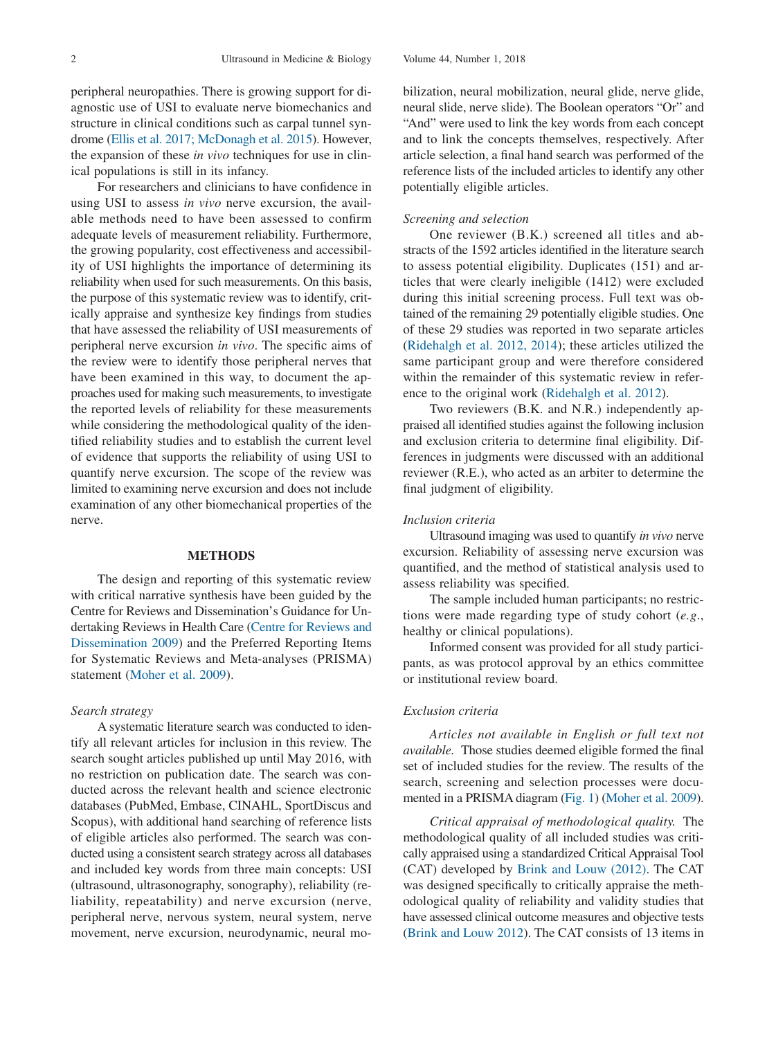peripheral neuropathies. There is growing support for diagnostic use of USI to evaluate nerve biomechanics and structure in clinical conditions such as carpal tunnel syndrome (Ellis et al. 2017; McDonagh et al. 2015). However, the expansion of these *in vivo* techniques for use in clinical populations is still in its infancy.

For researchers and clinicians to have confidence in using USI to assess *in vivo* nerve excursion, the available methods need to have been assessed to confirm adequate levels of measurement reliability. Furthermore, the growing popularity, cost effectiveness and accessibility of USI highlights the importance of determining its reliability when used for such measurements. On this basis, the purpose of this systematic review was to identify, critically appraise and synthesize key findings from studies that have assessed the reliability of USI measurements of peripheral nerve excursion *in vivo*. The specific aims of the review were to identify those peripheral nerves that have been examined in this way, to document the approaches used for making such measurements, to investigate the reported levels of reliability for these measurements while considering the methodological quality of the identified reliability studies and to establish the current level of evidence that supports the reliability of using USI to quantify nerve excursion. The scope of the review was limited to examining nerve excursion and does not include examination of any other biomechanical properties of the nerve.

## METHODS

The design and reporting of this systematic review with critical narrative synthesis have been guided by the Centre for Reviews and Dissemination's Guidance for Undertaking Reviews in Health Care (Centre for Reviews and Dissemination 2009) and the Preferred Reporting Items for Systematic Reviews and Meta-analyses (PRISMA) statement (Moher et al. 2009).

### *Search strategy*

A systematic literature search was conducted to identify all relevant articles for inclusion in this review. The search sought articles published up until May 2016, with no restriction on publication date. The search was conducted across the relevant health and science electronic databases (PubMed, Embase, CINAHL, SportDiscus and Scopus), with additional hand searching of reference lists of eligible articles also performed. The search was conducted using a consistent search strategy across all databases and included key words from three main concepts: USI (ultrasound, ultrasonography, sonography), reliability (reliability, repeatability) and nerve excursion (nerve, peripheral nerve, nervous system, neural system, nerve movement, nerve excursion, neurodynamic, neural mobilization, neural mobilization, neural glide, nerve glide, neural slide, nerve slide). The Boolean operators "Or" and "And" were used to link the key words from each concept and to link the concepts themselves, respectively. After article selection, a final hand search was performed of the reference lists of the included articles to identify any other potentially eligible articles.

### *Screening and selection*

One reviewer (B.K.) screened all titles and abstracts of the 1592 articles identified in the literature search to assess potential eligibility. Duplicates (151) and articles that were clearly ineligible (1412) were excluded during this initial screening process. Full text was obtained of the remaining 29 potentially eligible studies. One of these 29 studies was reported in two separate articles (Ridehalgh et al. 2012, 2014); these articles utilized the same participant group and were therefore considered within the remainder of this systematic review in reference to the original work (Ridehalgh et al. 2012).

Two reviewers (B.K. and N.R.) independently appraised all identified studies against the following inclusion and exclusion criteria to determine final eligibility. Differences in judgments were discussed with an additional reviewer (R.E.), who acted as an arbiter to determine the final judgment of eligibility.

### *Inclusion criteria*

Ultrasound imaging was used to quantify *in vivo* nerve excursion. Reliability of assessing nerve excursion was quantified, and the method of statistical analysis used to assess reliability was specified.

The sample included human participants; no restrictions were made regarding type of study cohort (*e.g.*, healthy or clinical populations).

Informed consent was provided for all study participants, as was protocol approval by an ethics committee or institutional review board.

### *Exclusion criteria*

*Articles not available in English or full text not available.* Those studies deemed eligible formed the final set of included studies for the review. The results of the search, screening and selection processes were documented in a PRISMA diagram (Fig. 1) (Moher et al. 2009).

*Critical appraisal of methodological quality.* The methodological quality of all included studies was critically appraised using a standardized Critical Appraisal Tool (CAT) developed by Brink and Louw (2012). The CAT was designed specifically to critically appraise the methodological quality of reliability and validity studies that have assessed clinical outcome measures and objective tests (Brink and Louw 2012). The CAT consists of 13 items in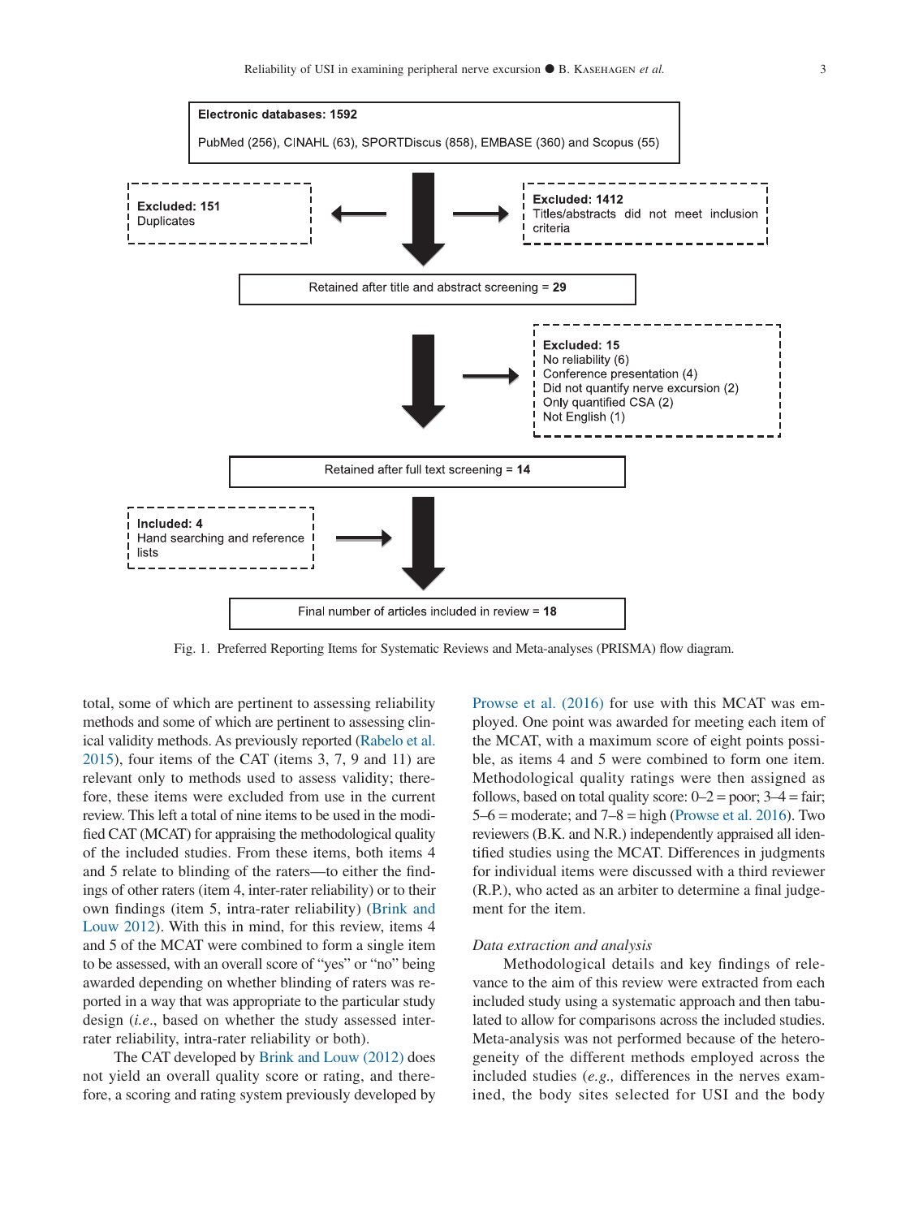Electronic databases: 1592

PubMed (256), CINAHL (63), SPORTDiscus (858), EMBASE (360) and Scopus (55)

Excluded: 151
Duplicates

Excluded: 1412
Titles/abstracts did not meet inclusion criteria

Retained after title and abstract screening = **29**

Excluded: 15
No reliability (6)
Conference presentation (4)
Did not quantify nerve excursion (2)
Only quantified CSA (2)
Not English (1)

Retained after full text screening = **14**

Included: 4
Hand searching and reference lists

Final number of articles included in review = **18**

Fig. 1. Preferred Reporting Items for Systematic Reviews and Meta-analyses (PRISMA) flow diagram.

total, some of which are pertinent to assessing reliability methods and some of which are pertinent to assessing clinical validity methods. As previously reported (Rabelo et al. 2015), four items of the CAT (items 3, 7, 9 and 11) are relevant only to methods used to assess validity; therefore, these items were excluded from use in the current review. This left a total of nine items to be used in the modified CAT (MCAT) for appraising the methodological quality of the included studies. From these items, both items 4 and 5 relate to blinding of the raters—to either the findings of other raters (item 4, inter-rater reliability) or to their own findings (item 5, intra-rater reliability) (Brink and Louw 2012). With this in mind, for this review, items 4 and 5 of the MCAT were combined to form a single item to be assessed, with an overall score of "yes" or "no" being awarded depending on whether blinding of raters was reported in a way that was appropriate to the particular study design (*i.e.*, based on whether the study assessed inter-rater reliability, intra-rater reliability or both).

The CAT developed by Brink and Louw (2012) does not yield an overall quality score or rating, and therefore, a scoring and rating system previously developed by Prowse et al. (2016) for use with this MCAT was employed. One point was awarded for meeting each item of the MCAT, with a maximum score of eight points possible, as items 4 and 5 were combined to form one item. Methodological quality ratings were then assigned as follows, based on total quality score: 0–2 = poor; 3–4 = fair; 5–6 = moderate; and 7–8 = high (Prowse et al. 2016). Two reviewers (B.K. and N.R.) independently appraised all identified studies using the MCAT. Differences in judgments for individual items were discussed with a third reviewer (R.P.), who acted as an arbiter to determine a final judgement for the item.

*Data extraction and analysis*

Methodological details and key findings of relevance to the aim of this review were extracted from each included study using a systematic approach and then tabulated to allow for comparisons across the included studies. Meta-analysis was not performed because of the heterogeneity of the different methods employed across the included studies (*e.g.,* differences in the nerves examined, the body sites selected for USI and the body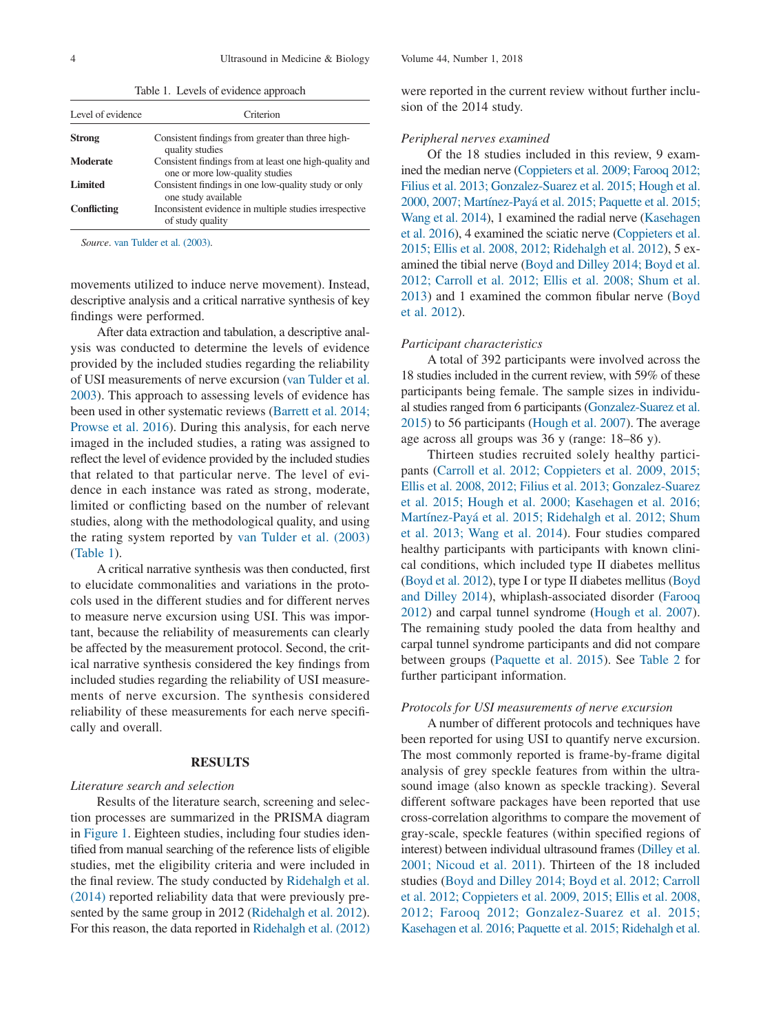Table 1. Levels of evidence approach

| Level of evidence | Criterion |
|---|---|
| **Strong** | Consistent findings from greater than three high-quality studies |
| **Moderate** | Consistent findings from at least one high-quality and one or more low-quality studies |
| **Limited** | Consistent findings in one low-quality study or only one study available |
| **Conflicting** | Inconsistent evidence in multiple studies irrespective of study quality |

*Source*. van Tulder et al. (2003).

movements utilized to induce nerve movement). Instead, descriptive analysis and a critical narrative synthesis of key findings were performed.

After data extraction and tabulation, a descriptive analysis was conducted to determine the levels of evidence provided by the included studies regarding the reliability of USI measurements of nerve excursion (van Tulder et al. 2003). This approach to assessing levels of evidence has been used in other systematic reviews (Barrett et al. 2014; Prowse et al. 2016). During this analysis, for each nerve imaged in the included studies, a rating was assigned to reflect the level of evidence provided by the included studies that related to that particular nerve. The level of evidence in each instance was rated as strong, moderate, limited or conflicting based on the number of relevant studies, along with the methodological quality, and using the rating system reported by van Tulder et al. (2003) (Table 1).

A critical narrative synthesis was then conducted, first to elucidate commonalities and variations in the protocols used in the different studies and for different nerves to measure nerve excursion using USI. This was important, because the reliability of measurements can clearly be affected by the measurement protocol. Second, the critical narrative synthesis considered the key findings from included studies regarding the reliability of USI measurements of nerve excursion. The synthesis considered reliability of these measurements for each nerve specifically and overall.

## RESULTS

### *Literature search and selection*

Results of the literature search, screening and selection processes are summarized in the PRISMA diagram in Figure 1. Eighteen studies, including four studies identified from manual searching of the reference lists of eligible studies, met the eligibility criteria and were included in the final review. The study conducted by Ridehalgh et al. (2014) reported reliability data that were previously presented by the same group in 2012 (Ridehalgh et al. 2012). For this reason, the data reported in Ridehalgh et al. (2012) were reported in the current review without further inclusion of the 2014 study.

### *Peripheral nerves examined*

Of the 18 studies included in this review, 9 examined the median nerve (Coppieters et al. 2009; Farooq 2012; Filius et al. 2013; Gonzalez-Suarez et al. 2015; Hough et al. 2000, 2007; Martínez-Payá et al. 2015; Paquette et al. 2015; Wang et al. 2014), 1 examined the radial nerve (Kasehagen et al. 2016), 4 examined the sciatic nerve (Coppieters et al. 2015; Ellis et al. 2008, 2012; Ridehalgh et al. 2012), 5 examined the tibial nerve (Boyd and Dilley 2014; Boyd et al. 2012; Carroll et al. 2012; Ellis et al. 2008; Shum et al. 2013) and 1 examined the common fibular nerve (Boyd et al. 2012).

### *Participant characteristics*

A total of 392 participants were involved across the 18 studies included in the current review, with 59% of these participants being female. The sample sizes in individual studies ranged from 6 participants (Gonzalez-Suarez et al. 2015) to 56 participants (Hough et al. 2007). The average age across all groups was 36 y (range: 18–86 y).

Thirteen studies recruited solely healthy participants (Carroll et al. 2012; Coppieters et al. 2009, 2015; Ellis et al. 2008, 2012; Filius et al. 2013; Gonzalez-Suarez et al. 2015; Hough et al. 2000; Kasehagen et al. 2016; Martínez-Payá et al. 2015; Ridehalgh et al. 2012; Shum et al. 2013; Wang et al. 2014). Four studies compared healthy participants with participants with known clinical conditions, which included type II diabetes mellitus (Boyd et al. 2012), type I or type II diabetes mellitus (Boyd and Dilley 2014), whiplash-associated disorder (Farooq 2012) and carpal tunnel syndrome (Hough et al. 2007). The remaining study pooled the data from healthy and carpal tunnel syndrome participants and did not compare between groups (Paquette et al. 2015). See Table 2 for further participant information.

### *Protocols for USI measurements of nerve excursion*

A number of different protocols and techniques have been reported for using USI to quantify nerve excursion. The most commonly reported is frame-by-frame digital analysis of grey speckle features from within the ultrasound image (also known as speckle tracking). Several different software packages have been reported that use cross-correlation algorithms to compare the movement of gray-scale, speckle features (within specified regions of interest) between individual ultrasound frames (Dilley et al. 2001; Nicoud et al. 2011). Thirteen of the 18 included studies (Boyd and Dilley 2014; Boyd et al. 2012; Carroll et al. 2012; Coppieters et al. 2009, 2015; Ellis et al. 2008, 2012; Farooq 2012; Gonzalez-Suarez et al. 2015; Kasehagen et al. 2016; Paquette et al. 2015; Ridehalgh et al.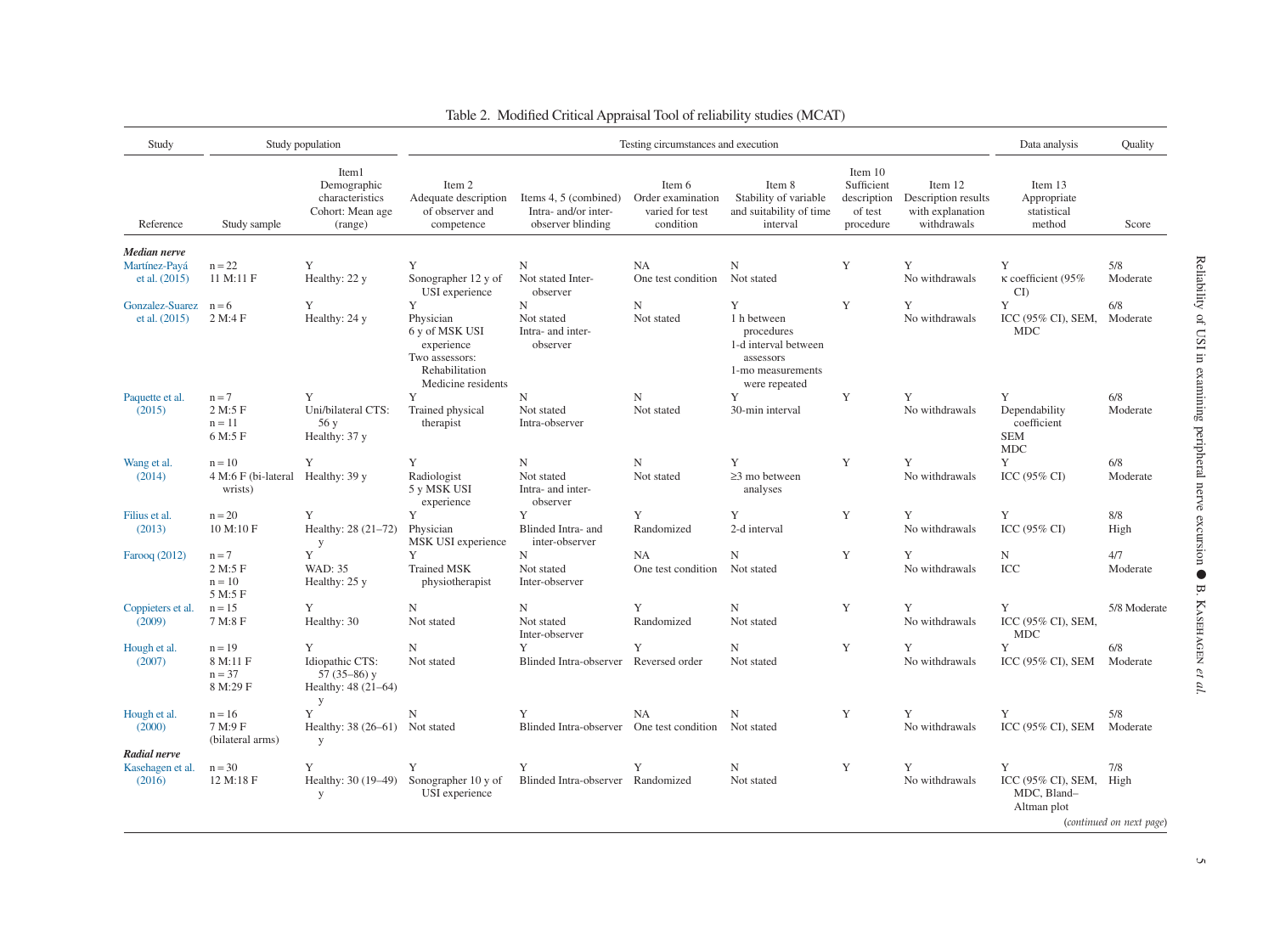Table 2. Modified Critical Appraisal Tool of reliability studies (MCAT)

| Study | Study population | | Testing circumstances and execution | | | | | | Data analysis | Quality |
|---|---|---|---|---|---|---|---|---|---|---|
| Reference | Study sample | Item1 Demographic characteristics Cohort: Mean age (range) | Item 2 Adequate description of observer and competence | Items 4, 5 (combined) Intra- and/or inter-observer blinding | Item 6 Order examination varied for test condition | Item 8 Stability of variable and suitability of time interval | Item 10 Sufficient description of test procedure | Item 12 Description results with explanation withdrawals | Item 13 Appropriate statistical method | Score |
| ***Median nerve*** | | | | | | | | | | |
| Martínez-Payá et al. (2015) | n = 22 11 M:11 F | Y Healthy: 22 y | Y Sonographer 12 y of USI experience | N Not stated Inter-observer | NA One test condition | N Not stated | Y | Y No withdrawals | Y κ coefficient (95% CI) | 5/8 Moderate |
| Gonzalez-Suarez et al. (2015) | n = 6 2 M:4 F | Y Healthy: 24 y | Y Physician 6 y of MSK USI experience Two assessors: Rehabilitation Medicine residents | N Not stated Intra- and inter-observer | N Not stated | Y 1 h between procedures 1-d interval between assessors 1-mo measurements were repeated | Y | Y No withdrawals | Y ICC (95% CI), SEM, MDC | 6/8 Moderate |
| Paquette et al. (2015) | n = 7 2 M:5 F n = 11 6 M:5 F | Y Uni/bilateral CTS: 56 y Healthy: 37 y | Y Trained physical therapist | N Not stated Intra-observer | N Not stated | Y 30-min interval | Y | Y No withdrawals | Y Dependability coefficient SEM MDC | 6/8 Moderate |
| Wang et al. (2014) | n = 10 4 M:6 F (bi-lateral wrists) | Y Healthy: 39 y | Y Radiologist 5 y MSK USI experience | N Not stated Intra- and inter-observer | N Not stated | Y ≥3 mo between analyses | Y | Y No withdrawals | Y ICC (95% CI) | 6/8 Moderate |
| Filius et al. (2013) | n = 20 10 M:10 F | Y Healthy: 28 (21–72) y | Y Physician MSK USI experience | Y Blinded Intra- and inter-observer | Y Randomized | Y 2-d interval | Y | Y No withdrawals | Y ICC (95% CI) | 8/8 High |
| Farooq (2012) | n = 7 2 M:5 F n = 10 5 M:5 F | Y WAD: 35 Healthy: 25 y | Y Trained MSK physiotherapist | N Not stated Inter-observer | NA One test condition | N Not stated | Y | Y No withdrawals | N ICC | 4/7 Moderate |
| Coppieters et al. (2009) | n = 15 7 M:8 F | Y Healthy: 30 | N Not stated | N Not stated Inter-observer | Y Randomized | N Not stated | Y | Y No withdrawals | Y ICC (95% CI), SEM, MDC | 5/8 Moderate |
| Hough et al. (2007) | n = 19 8 M:11 F n = 37 8 M:29 F | Y Idiopathic CTS: 57 (35–86) y Healthy: 48 (21–64) y | N Not stated | Y Blinded Intra-observer | Y Reversed order | N Not stated | Y | Y No withdrawals | Y ICC (95% CI), SEM | 6/8 Moderate |
| Hough et al. (2000) | n = 16 7 M:9 F (bilateral arms) | Y Healthy: 38 (26–61) y | N Not stated | Y Blinded Intra-observer | NA One test condition | N Not stated | Y | Y No withdrawals | Y ICC (95% CI), SEM | 5/8 Moderate |
| ***Radial nerve*** | | | | | | | | | | |
| Kasehagen et al. (2016) | n = 30 12 M:18 F | Y Healthy: 30 (19–49) y | Y Sonographer 10 y of USI experience | Y Blinded Intra-observer | Y Randomized | N Not stated | Y | Y No withdrawals | Y ICC (95% CI), SEM, MDC, Bland–Altman plot | 7/8 High |

(*continued on next page*)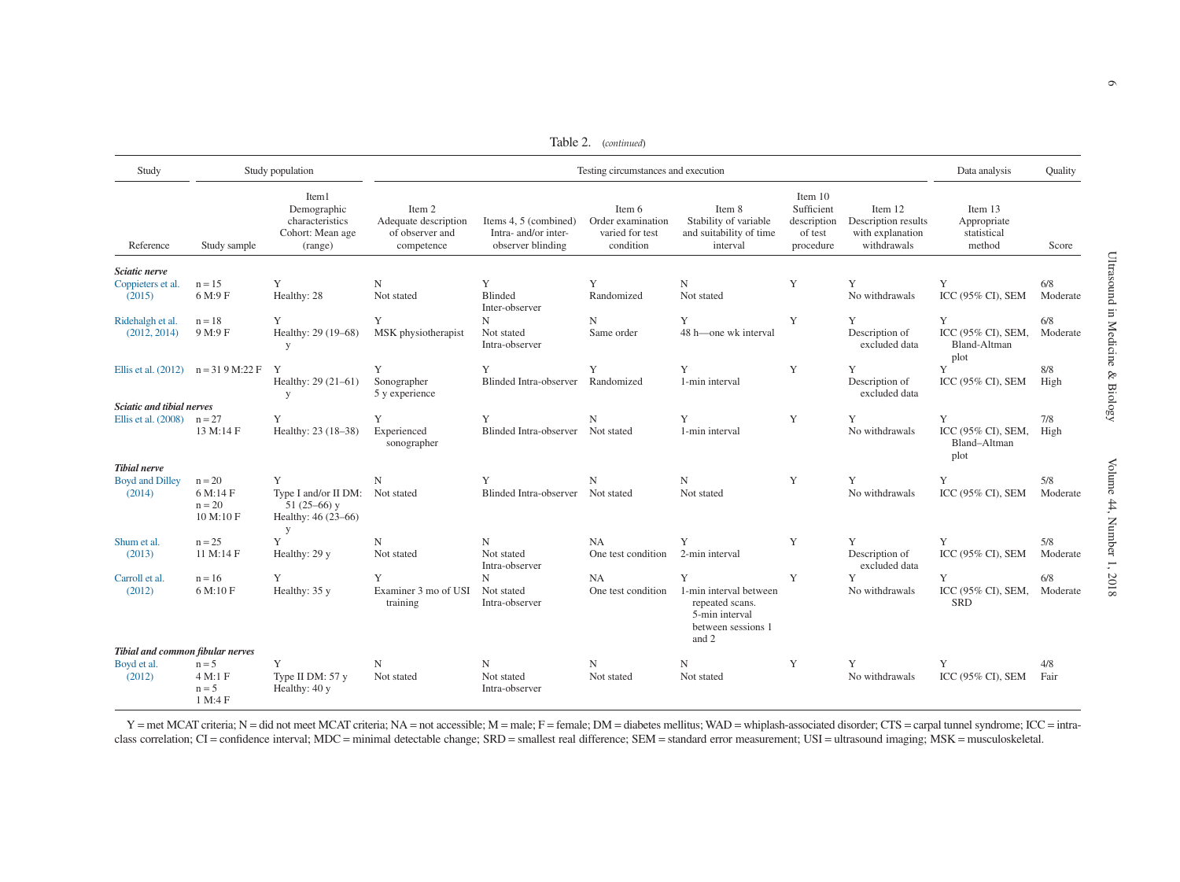Table 2. (continued)

| Study | Study population | | Testing circumstances and execution | | | | | | Data analysis | Quality |
|---|---|---|---|---|---|---|---|---|---|---|
| Reference | Study sample | Item1 Demographic characteristics Cohort: Mean age (range) | Item 2 Adequate description of observer and competence | Items 4, 5 (combined) Intra- and/or inter-observer blinding | Item 6 Order examination varied for test condition | Item 8 Stability of variable and suitability of time interval | Item 10 Sufficient description of test procedure | Item 12 Description results with explanation withdrawals | Item 13 Appropriate statistical method | Score |
| ***Sciatic nerve*** | | | | | | | | | | |
| Coppieters et al. (2015) | n = 15 6 M:9 F | Y Healthy: 28 | N Not stated | Y Blinded Inter-observer | Y Randomized | N Not stated | Y | Y No withdrawals | Y ICC (95% CI), SEM | 6/8 Moderate |
| Ridehalgh et al. (2012, 2014) | n = 18 9 M:9 F | Y Healthy: 29 (19–68) y | Y MSK physiotherapist | N Not stated Intra-observer | N Same order | Y 48 h—one wk interval | Y | Y Description of excluded data | Y ICC (95% CI), SEM, Bland-Altman plot | 6/8 Moderate |
| Ellis et al. (2012) | n = 31 9 M:22 F | Y Healthy: 29 (21–61) y | Y Sonographer 5 y experience | Y Blinded Intra-observer | Y Randomized | Y 1-min interval | Y | Y Description of excluded data | Y ICC (95% CI), SEM | 8/8 High |
| ***Sciatic and tibial nerves*** | | | | | | | | | | |
| Ellis et al. (2008) | n = 27 13 M:14 F | Y Healthy: 23 (18–38) | Y Experienced sonographer | Y Blinded Intra-observer | N Not stated | Y 1-min interval | Y | Y No withdrawals | Y ICC (95% CI), SEM, Bland–Altman plot | 7/8 High |
| ***Tibial nerve*** | | | | | | | | | | |
| Boyd and Dilley (2014) | n = 20 6 M:14 F n = 20 10 M:10 F | Y Type I and/or II DM: 51 (25–66) y Healthy: 46 (23–66) y | N Not stated | Y Blinded Intra-observer | N Not stated | N Not stated | Y | Y No withdrawals | Y ICC (95% CI), SEM | 5/8 Moderate |
| Shum et al. (2013) | n = 25 11 M:14 F | Y Healthy: 29 y | N Not stated | N Not stated Intra-observer | NA One test condition | Y 2-min interval | Y | Y Description of excluded data | Y ICC (95% CI), SEM | 5/8 Moderate |
| Carroll et al. (2012) | n = 16 6 M:10 F | Y Healthy: 35 y | Y Examiner 3 mo of USI training | N Not stated Intra-observer | NA One test condition | Y 1-min interval between repeated scans. 5-min interval between sessions 1 and 2 | Y | Y No withdrawals | Y ICC (95% CI), SEM, SRD | 6/8 Moderate |
| ***Tibial and common fibular nerves*** | | | | | | | | | | |
| Boyd et al. (2012) | n = 5 4 M:1 F n = 5 1 M:4 F | Y Type II DM: 57 y Healthy: 40 y | N Not stated | N Not stated Intra-observer | N Not stated | N Not stated | Y | Y No withdrawals | Y ICC (95% CI), SEM | 4/8 Fair |

Y = met MCAT criteria; N = did not meet MCAT criteria; NA = not accessible; M = male; F = female; DM = diabetes mellitus; WAD = whiplash-associated disorder; CTS = carpal tunnel syndrome; ICC = intra-class correlation; CI = confidence interval; MDC = minimal detectable change; SRD = smallest real difference; SEM = standard error measurement; USI = ultrasound imaging; MSK = musculoskeletal.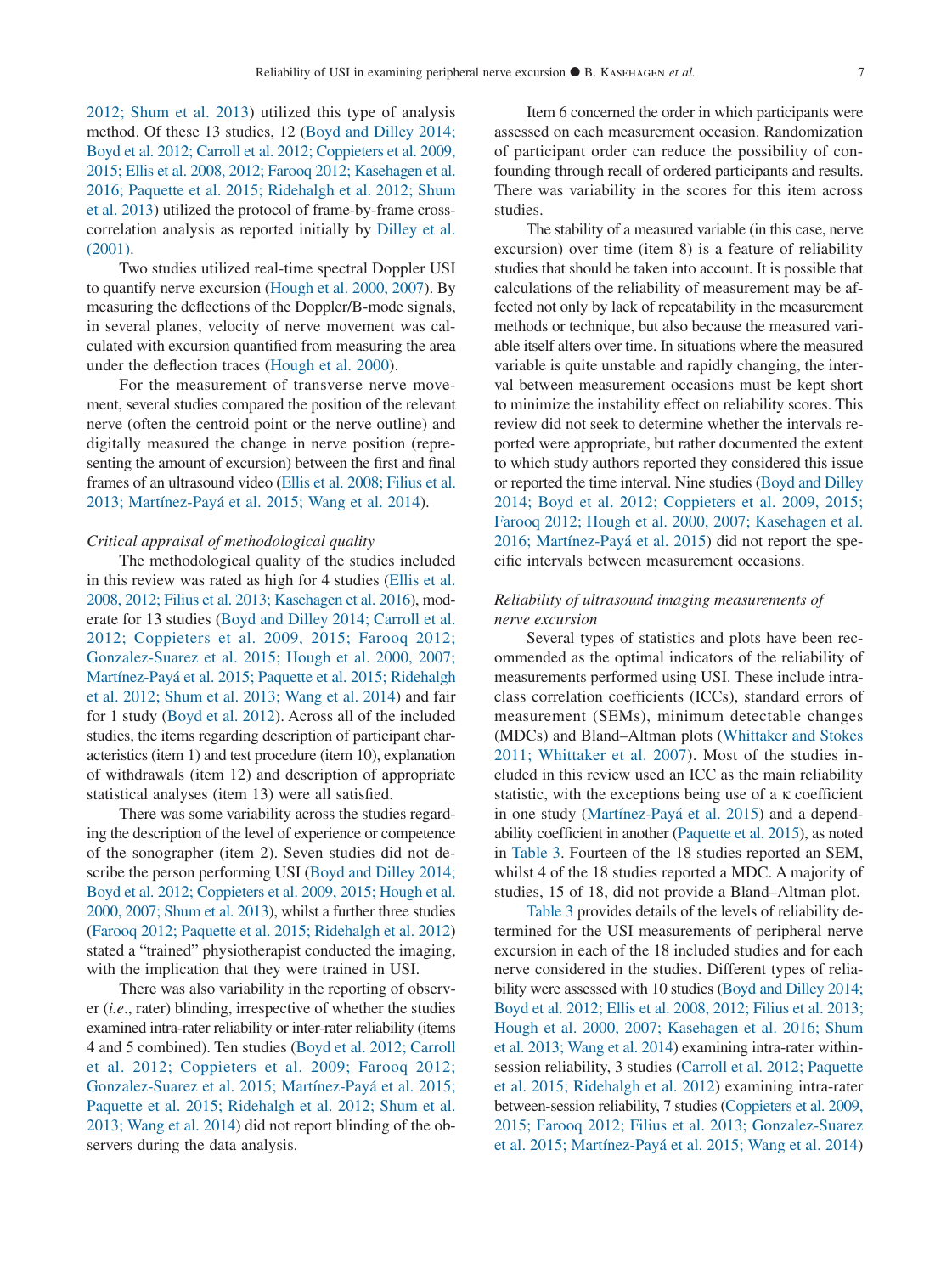2012; Shum et al. 2013) utilized this type of analysis method. Of these 13 studies, 12 (Boyd and Dilley 2014; Boyd et al. 2012; Carroll et al. 2012; Coppieters et al. 2009, 2015; Ellis et al. 2008, 2012; Farooq 2012; Kasehagen et al. 2016; Paquette et al. 2015; Ridehalgh et al. 2012; Shum et al. 2013) utilized the protocol of frame-by-frame cross-correlation analysis as reported initially by Dilley et al. (2001).

Two studies utilized real-time spectral Doppler USI to quantify nerve excursion (Hough et al. 2000, 2007). By measuring the deflections of the Doppler/B-mode signals, in several planes, velocity of nerve movement was calculated with excursion quantified from measuring the area under the deflection traces (Hough et al. 2000).

For the measurement of transverse nerve movement, several studies compared the position of the relevant nerve (often the centroid point or the nerve outline) and digitally measured the change in nerve position (representing the amount of excursion) between the first and final frames of an ultrasound video (Ellis et al. 2008; Filius et al. 2013; Martínez-Payá et al. 2015; Wang et al. 2014).

*Critical appraisal of methodological quality*

The methodological quality of the studies included in this review was rated as high for 4 studies (Ellis et al. 2008, 2012; Filius et al. 2013; Kasehagen et al. 2016), moderate for 13 studies (Boyd and Dilley 2014; Carroll et al. 2012; Coppieters et al. 2009, 2015; Farooq 2012; Gonzalez-Suarez et al. 2015; Hough et al. 2000, 2007; Martínez-Payá et al. 2015; Paquette et al. 2015; Ridehalgh et al. 2012; Shum et al. 2013; Wang et al. 2014) and fair for 1 study (Boyd et al. 2012). Across all of the included studies, the items regarding description of participant characteristics (item 1) and test procedure (item 10), explanation of withdrawals (item 12) and description of appropriate statistical analyses (item 13) were all satisfied.

There was some variability across the studies regarding the description of the level of experience or competence of the sonographer (item 2). Seven studies did not describe the person performing USI (Boyd and Dilley 2014; Boyd et al. 2012; Coppieters et al. 2009, 2015; Hough et al. 2000, 2007; Shum et al. 2013), whilst a further three studies (Farooq 2012; Paquette et al. 2015; Ridehalgh et al. 2012) stated a "trained" physiotherapist conducted the imaging, with the implication that they were trained in USI.

There was also variability in the reporting of observer (*i.e.*, rater) blinding, irrespective of whether the studies examined intra-rater reliability or inter-rater reliability (items 4 and 5 combined). Ten studies (Boyd et al. 2012; Carroll et al. 2012; Coppieters et al. 2009; Farooq 2012; Gonzalez-Suarez et al. 2015; Martínez-Payá et al. 2015; Paquette et al. 2015; Ridehalgh et al. 2012; Shum et al. 2013; Wang et al. 2014) did not report blinding of the observers during the data analysis.

Item 6 concerned the order in which participants were assessed on each measurement occasion. Randomization of participant order can reduce the possibility of confounding through recall of ordered participants and results. There was variability in the scores for this item across studies.

The stability of a measured variable (in this case, nerve excursion) over time (item 8) is a feature of reliability studies that should be taken into account. It is possible that calculations of the reliability of measurement may be affected not only by lack of repeatability in the measurement methods or technique, but also because the measured variable itself alters over time. In situations where the measured variable is quite unstable and rapidly changing, the interval between measurement occasions must be kept short to minimize the instability effect on reliability scores. This review did not seek to determine whether the intervals reported were appropriate, but rather documented the extent to which study authors reported they considered this issue or reported the time interval. Nine studies (Boyd and Dilley 2014; Boyd et al. 2012; Coppieters et al. 2009, 2015; Farooq 2012; Hough et al. 2000, 2007; Kasehagen et al. 2016; Martínez-Payá et al. 2015) did not report the specific intervals between measurement occasions.

*Reliability of ultrasound imaging measurements of nerve excursion*

Several types of statistics and plots have been recommended as the optimal indicators of the reliability of measurements performed using USI. These include intraclass correlation coefficients (ICCs), standard errors of measurement (SEMs), minimum detectable changes (MDCs) and Bland–Altman plots (Whittaker and Stokes 2011; Whittaker et al. 2007). Most of the studies included in this review used an ICC as the main reliability statistic, with the exceptions being use of a $\kappa$ coefficient in one study (Martínez-Payá et al. 2015) and a dependability coefficient in another (Paquette et al. 2015), as noted in Table 3. Fourteen of the 18 studies reported an SEM, whilst 4 of the 18 studies reported a MDC. A majority of studies, 15 of 18, did not provide a Bland–Altman plot.

Table 3 provides details of the levels of reliability determined for the USI measurements of peripheral nerve excursion in each of the 18 included studies and for each nerve considered in the studies. Different types of reliability were assessed with 10 studies (Boyd and Dilley 2014; Boyd et al. 2012; Ellis et al. 2008, 2012; Filius et al. 2013; Hough et al. 2000, 2007; Kasehagen et al. 2016; Shum et al. 2013; Wang et al. 2014) examining intra-rater within-session reliability, 3 studies (Carroll et al. 2012; Paquette et al. 2015; Ridehalgh et al. 2012) examining intra-rater between-session reliability, 7 studies (Coppieters et al. 2009, 2015; Farooq 2012; Filius et al. 2013; Gonzalez-Suarez et al. 2015; Martínez-Payá et al. 2015; Wang et al. 2014)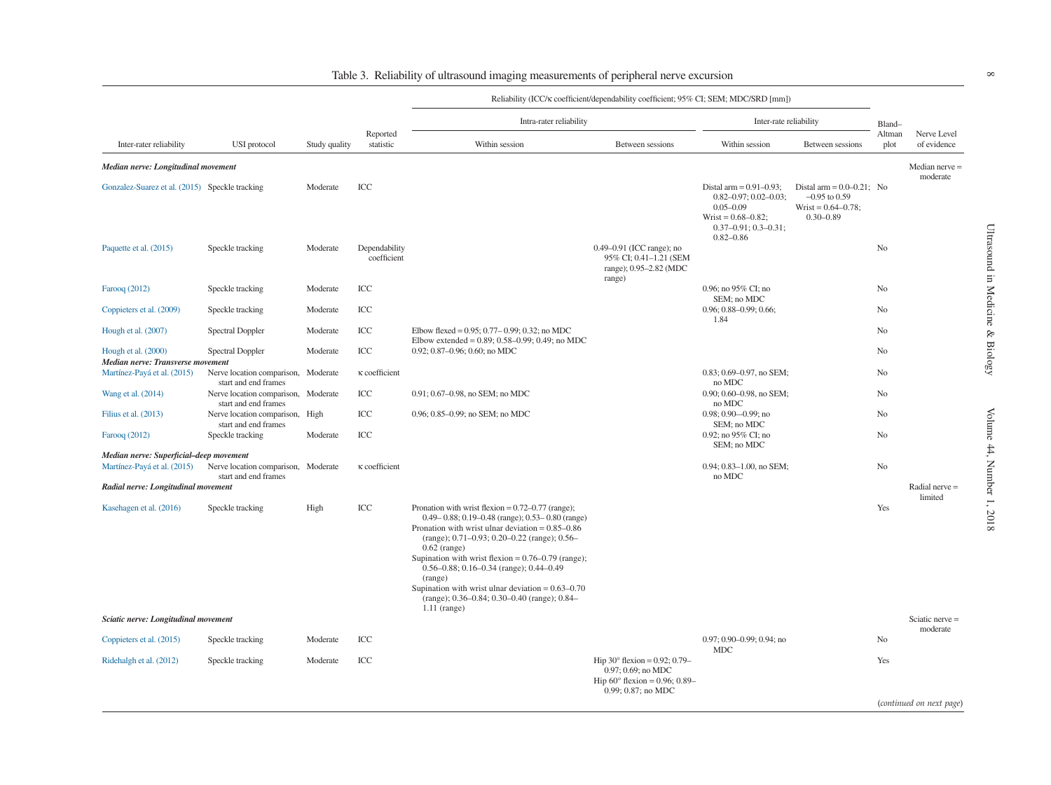Table 3. Reliability of ultrasound imaging measurements of peripheral nerve excursion

| Inter-rater reliability | USI protocol | Study quality | Reported statistic | Reliability (ICC/κ coefficient/dependability coefficient; 95% CI; SEM; MDC/SRD [mm]) | | | | Bland–Altman plot | Nerve Level of evidence |
|---|---|---|---|---|---|---|---|---|---|
| | | | | Intra-rater reliability | | Inter-rate reliability | | | |
| | | | | Within session | Between sessions | Within session | Between sessions | | |
| ***Median nerve: Longitudinal movement*** | | | | | | | | | Median nerve = moderate |
| Gonzalez-Suarez et al. (2015) | Speckle tracking | Moderate | ICC | | | Distal arm = 0.91–0.93; 0.82–0.97; 0.02–0.03; 0.05–0.09 Wrist = 0.68–0.82; 0.37–0.91; 0.3–0.31; 0.82–0.86 | Distal arm = 0.0–0.21; −0.95 to 0.59 Wrist = 0.64–0.78; 0.30–0.89 | No | |
| Paquette et al. (2015) | Speckle tracking | Moderate | Dependability coefficient | | 0.49–0.91 (ICC range); no 95% CI; 0.41–1.21 (SEM range); 0.95–2.82 (MDC range) | | | No | |
| Farooq (2012) | Speckle tracking | Moderate | ICC | | | 0.96; no 95% CI; no SEM; no MDC | | No | |
| Coppieters et al. (2009) | Speckle tracking | Moderate | ICC | | | 0.96; 0.88–0.99; 0.66; 1.84 | | No | |
| Hough et al. (2007) | Spectral Doppler | Moderate | ICC | Elbow flexed = 0.95; 0.77– 0.99; 0.32; no MDC Elbow extended = 0.89; 0.58–0.99; 0.49; no MDC | | | | No | |
| Hough et al. (2000) | Spectral Doppler | Moderate | ICC | 0.92; 0.87–0.96; 0.60; no MDC | | | | No | |
| ***Median nerve: Transverse movement*** | | | | | | | | | |
| Martínez-Payá et al. (2015) | Nerve location comparison, start and end frames | Moderate | κ coefficient | | | 0.83; 0.69–0.97, no SEM; no MDC | | No | |
| Wang et al. (2014) | Nerve location comparison, start and end frames | Moderate | ICC | 0.91; 0.67–0.98, no SEM; no MDC | | 0.90; 0.60–0.98, no SEM; no MDC | | No | |
| Filius et al. (2013) | Nerve location comparison, start and end frames | High | ICC | 0.96; 0.85–0.99; no SEM; no MDC | | 0.98; 0.90—0.99; no SEM; no MDC | | No | |
| Farooq (2012) | Speckle tracking | Moderate | ICC | | | 0.92; no 95% CI; no SEM; no MDC | | No | |
| ***Median nerve: Superficial–deep movement*** | | | | | | | | | |
| Martínez-Payá et al. (2015) | Nerve location comparison, start and end frames | Moderate | κ coefficient | | | 0.94; 0.83–1.00, no SEM; no MDC | | No | |
| ***Radial nerve: Longitudinal movement*** | | | | | | | | | Radial nerve = limited |
| Kasehagen et al. (2016) | Speckle tracking | High | ICC | Pronation with wrist flexion = 0.72–0.77 (range); 0.49– 0.88; 0.19–0.48 (range); 0.53– 0.80 (range) Pronation with wrist ulnar deviation = 0.85–0.86 (range); 0.71–0.93; 0.20–0.22 (range); 0.56–0.62 (range) Supination with wrist flexion = 0.76–0.79 (range); 0.56–0.88; 0.16–0.34 (range); 0.44–0.49 (range) Supination with wrist ulnar deviation = 0.63–0.70 (range); 0.36–0.84; 0.30–0.40 (range); 0.84–1.11 (range) | | | | Yes | |
| ***Sciatic nerve: Longitudinal movement*** | | | | | | | | | Sciatic nerve = moderate |
| Coppieters et al. (2015) | Speckle tracking | Moderate | ICC | | | 0.97; 0.90–0.99; 0.94; no MDC | | No | |
| Ridehalgh et al. (2012) | Speckle tracking | Moderate | ICC | | Hip 30° flexion = 0.92; 0.79–0.97; 0.69; no MDC Hip 60° flexion = 0.96; 0.89–0.99; 0.87; no MDC | | | Yes | |

(*continued on next page*)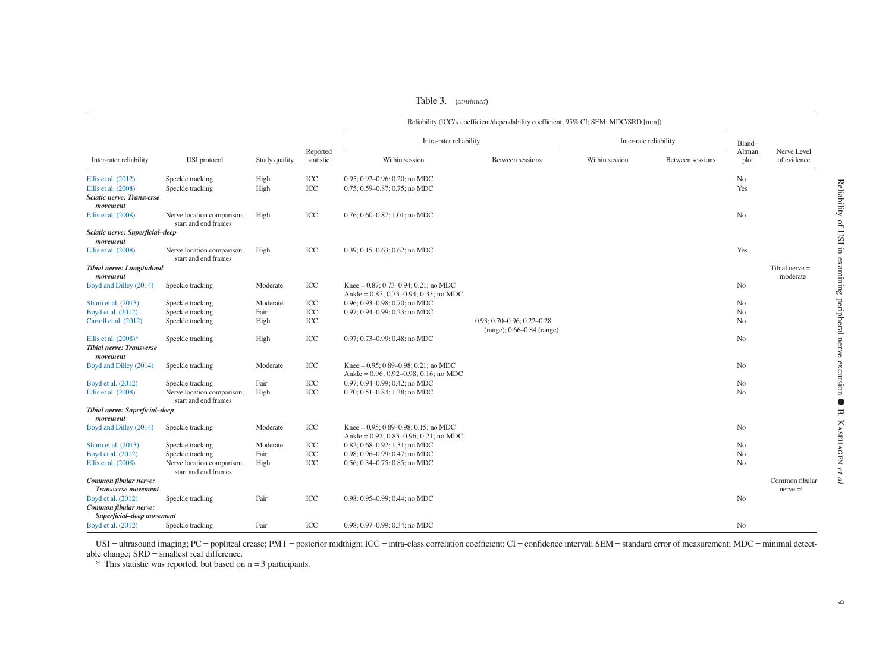Table 3. (*continued*)

| Inter-rater reliability | USI protocol | Study quality | Reported statistic | Reliability (ICC/κ coefficient/dependability coefficient; 95% CI; SEM; MDC/SRD [mm]) | | | | Bland–Altman plot | Nerve Level of evidence |
|---|---|---|---|---|---|---|---|---|---|
| | | | | Intra-rater reliability | | Inter-rate reliability | | | |
| | | | | Within session | Between sessions | Within session | Between sessions | | |
| Ellis et al. (2012) | Speckle tracking | High | ICC | 0.95; 0.92–0.96; 0.20; no MDC | | | | No | |
| Ellis et al. (2008) | Speckle tracking | High | ICC | 0.75; 0.59–0.87; 0.75; no MDC | | | | Yes | |
| ***Sciatic nerve: Transverse movement*** | | | | | | | | | |
| Ellis et al. (2008) | Nerve location comparison, start and end frames | High | ICC | 0.76; 0.60–0.87; 1.01; no MDC | | | | No | |
| ***Sciatic nerve: Superficial–deep movement*** | | | | | | | | | |
| Ellis et al. (2008) | Nerve location comparison, start and end frames | High | ICC | 0.39; 0.15–0.63; 0.62; no MDC | | | | Yes | |
| ***Tibial nerve: Longitudinal movement*** | | | | | | | | | Tibial nerve = moderate |
| Boyd and Dilley (2014) | Speckle tracking | Moderate | ICC | Knee = 0.87; 0.73–0.94; 0.21; no MDC<br>Ankle = 0.87; 0.73–0.94; 0.33; no MDC | | | | No | |
| Shum et al. (2013) | Speckle tracking | Moderate | ICC | 0.96; 0.93–0.98; 0.70; no MDC | | | | No | |
| Boyd et al. (2012) | Speckle tracking | Fair | ICC | 0.97; 0.94–0.99; 0.23; no MDC | | | | No | |
| Carroll et al. (2012) | Speckle tracking | High | ICC | | 0.93; 0.70–0.96; 0.22–0.28 (range); 0.66–0.84 (range) | | | No | |
| Ellis et al. (2008)* | Speckle tracking | High | ICC | 0.97; 0.73–0.99; 0.48; no MDC | | | | No | |
| ***Tibial nerve: Transverse movement*** | | | | | | | | | |
| Boyd and Dilley (2014) | Speckle tracking | Moderate | ICC | Knee = 0.95; 0.89–0.98; 0.21; no MDC<br>Ankle = 0.96; 0.92–0.98; 0.16; no MDC | | | | No | |
| Boyd et al. (2012) | Speckle tracking | Fair | ICC | 0.97; 0.94–0.99; 0.42; no MDC | | | | No | |
| Ellis et al. (2008) | Nerve location comparison, start and end frames | High | ICC | 0.70; 0.51–0.84; 1.38; no MDC | | | | No | |
| ***Tibial nerve: Superficial–deep movement*** | | | | | | | | | |
| Boyd and Dilley (2014) | Speckle tracking | Moderate | ICC | Knee = 0.95; 0.89–0.98; 0.15; no MDC<br>Ankle = 0.92; 0.83–0.96; 0.21; no MDC | | | | No | |
| Shum et al. (2013) | Speckle tracking | Moderate | ICC | 0.82; 0.68–0.92; 1.31; no MDC | | | | No | |
| Boyd et al. (2012) | Speckle tracking | Fair | ICC | 0.98; 0.96–0.99; 0.47; no MDC | | | | No | |
| Ellis et al. (2008) | Nerve location comparison, start and end frames | High | ICC | 0.56; 0.34–0.75; 0.85; no MDC | | | | No | |
| ***Common fibular nerve: Transverse movement*** | | | | | | | | | Common fibular nerve =l |
| Boyd et al. (2012) | Speckle tracking | Fair | ICC | 0.98; 0.95–0.99; 0.44; no MDC | | | | No | |
| ***Common fibular nerve: Superficial–deep movement*** | | | | | | | | | |
| Boyd et al. (2012) | Speckle tracking | Fair | ICC | 0.98; 0.97–0.99; 0.34; no MDC | | | | No | |

USI = ultrasound imaging; PC = popliteal crease; PMT = posterior midthigh; ICC = intra-class correlation coefficient; CI = confidence interval; SEM = standard error of measurement; MDC = minimal detectable change; SRD = smallest real difference.

\* This statistic was reported, but based on n = 3 participants.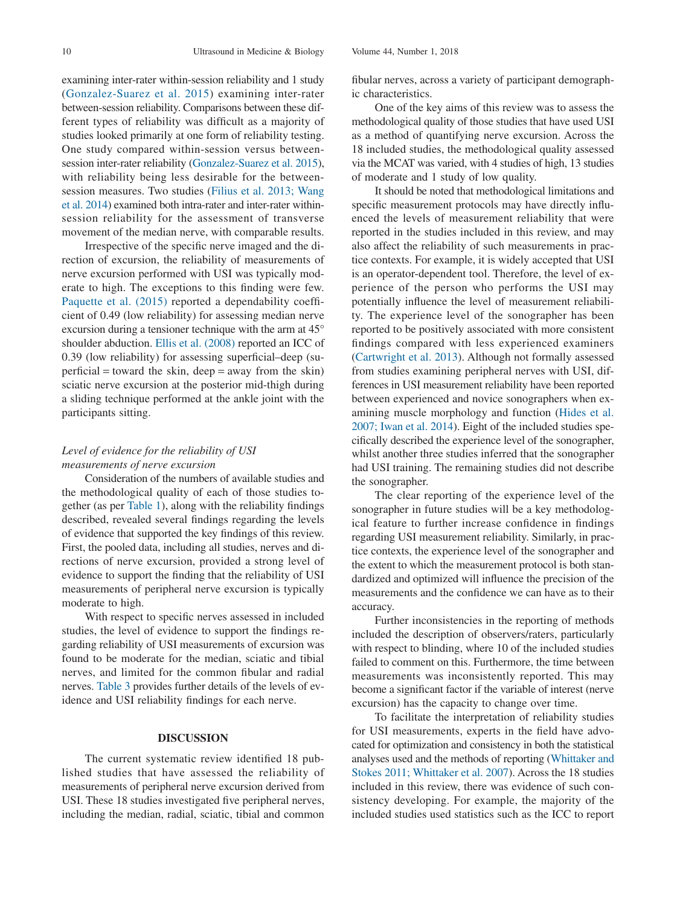examining inter-rater within-session reliability and 1 study (Gonzalez-Suarez et al. 2015) examining inter-rater between-session reliability. Comparisons between these different types of reliability was difficult as a majority of studies looked primarily at one form of reliability testing. One study compared within-session versus between-session inter-rater reliability (Gonzalez-Suarez et al. 2015), with reliability being less desirable for the between-session measures. Two studies (Filius et al. 2013; Wang et al. 2014) examined both intra-rater and inter-rater within-session reliability for the assessment of transverse movement of the median nerve, with comparable results.

Irrespective of the specific nerve imaged and the direction of excursion, the reliability of measurements of nerve excursion performed with USI was typically moderate to high. The exceptions to this finding were few. Paquette et al. (2015) reported a dependability coefficient of 0.49 (low reliability) for assessing median nerve excursion during a tensioner technique with the arm at 45° shoulder abduction. Ellis et al. (2008) reported an ICC of 0.39 (low reliability) for assessing superficial–deep (superficial = toward the skin, deep = away from the skin) sciatic nerve excursion at the posterior mid-thigh during a sliding technique performed at the ankle joint with the participants sitting.

### *Level of evidence for the reliability of USI measurements of nerve excursion*

Consideration of the numbers of available studies and the methodological quality of each of those studies together (as per Table 1), along with the reliability findings described, revealed several findings regarding the levels of evidence that supported the key findings of this review. First, the pooled data, including all studies, nerves and directions of nerve excursion, provided a strong level of evidence to support the finding that the reliability of USI measurements of peripheral nerve excursion is typically moderate to high.

With respect to specific nerves assessed in included studies, the level of evidence to support the findings regarding reliability of USI measurements of excursion was found to be moderate for the median, sciatic and tibial nerves, and limited for the common fibular and radial nerves. Table 3 provides further details of the levels of evidence and USI reliability findings for each nerve.

## DISCUSSION

The current systematic review identified 18 published studies that have assessed the reliability of measurements of peripheral nerve excursion derived from USI. These 18 studies investigated five peripheral nerves, including the median, radial, sciatic, tibial and common fibular nerves, across a variety of participant demographic characteristics.

One of the key aims of this review was to assess the methodological quality of those studies that have used USI as a method of quantifying nerve excursion. Across the 18 included studies, the methodological quality assessed via the MCAT was varied, with 4 studies of high, 13 studies of moderate and 1 study of low quality.

It should be noted that methodological limitations and specific measurement protocols may have directly influenced the levels of measurement reliability that were reported in the studies included in this review, and may also affect the reliability of such measurements in practice contexts. For example, it is widely accepted that USI is an operator-dependent tool. Therefore, the level of experience of the person who performs the USI may potentially influence the level of measurement reliability. The experience level of the sonographer has been reported to be positively associated with more consistent findings compared with less experienced examiners (Cartwright et al. 2013). Although not formally assessed from studies examining peripheral nerves with USI, differences in USI measurement reliability have been reported between experienced and novice sonographers when examining muscle morphology and function (Hides et al. 2007; Iwan et al. 2014). Eight of the included studies specifically described the experience level of the sonographer, whilst another three studies inferred that the sonographer had USI training. The remaining studies did not describe the sonographer.

The clear reporting of the experience level of the sonographer in future studies will be a key methodological feature to further increase confidence in findings regarding USI measurement reliability. Similarly, in practice contexts, the experience level of the sonographer and the extent to which the measurement protocol is both standardized and optimized will influence the precision of the measurements and the confidence we can have as to their accuracy.

Further inconsistencies in the reporting of methods included the description of observers/raters, particularly with respect to blinding, where 10 of the included studies failed to comment on this. Furthermore, the time between measurements was inconsistently reported. This may become a significant factor if the variable of interest (nerve excursion) has the capacity to change over time.

To facilitate the interpretation of reliability studies for USI measurements, experts in the field have advocated for optimization and consistency in both the statistical analyses used and the methods of reporting (Whittaker and Stokes 2011; Whittaker et al. 2007). Across the 18 studies included in this review, there was evidence of such consistency developing. For example, the majority of the included studies used statistics such as the ICC to report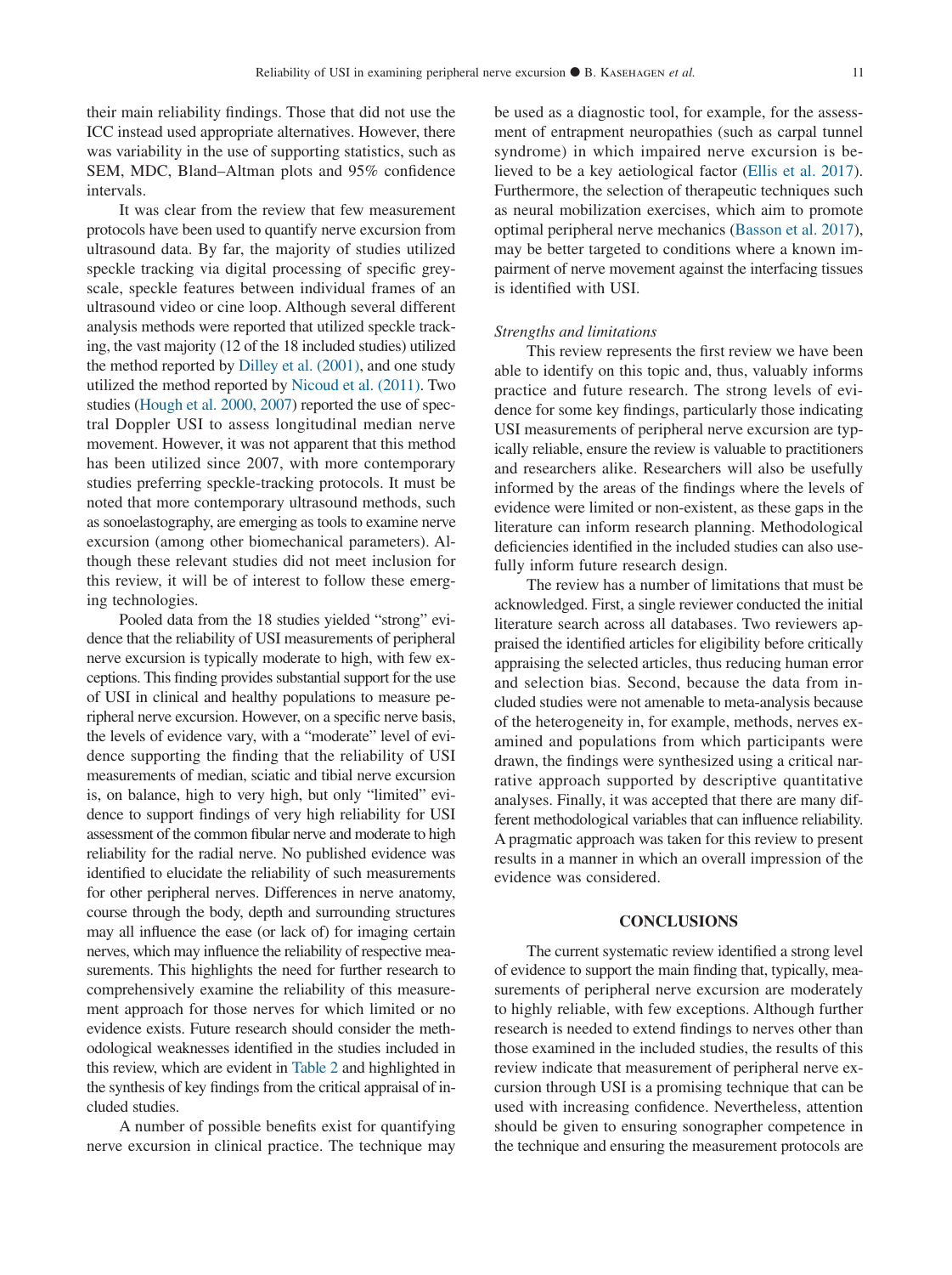their main reliability findings. Those that did not use the ICC instead used appropriate alternatives. However, there was variability in the use of supporting statistics, such as SEM, MDC, Bland–Altman plots and 95% confidence intervals.

It was clear from the review that few measurement protocols have been used to quantify nerve excursion from ultrasound data. By far, the majority of studies utilized speckle tracking via digital processing of specific grey-scale, speckle features between individual frames of an ultrasound video or cine loop. Although several different analysis methods were reported that utilized speckle tracking, the vast majority (12 of the 18 included studies) utilized the method reported by Dilley et al. (2001), and one study utilized the method reported by Nicoud et al. (2011). Two studies (Hough et al. 2000, 2007) reported the use of spectral Doppler USI to assess longitudinal median nerve movement. However, it was not apparent that this method has been utilized since 2007, with more contemporary studies preferring speckle-tracking protocols. It must be noted that more contemporary ultrasound methods, such as sonoelastography, are emerging as tools to examine nerve excursion (among other biomechanical parameters). Although these relevant studies did not meet inclusion for this review, it will be of interest to follow these emerging technologies.

Pooled data from the 18 studies yielded "strong" evidence that the reliability of USI measurements of peripheral nerve excursion is typically moderate to high, with few exceptions. This finding provides substantial support for the use of USI in clinical and healthy populations to measure peripheral nerve excursion. However, on a specific nerve basis, the levels of evidence vary, with a "moderate" level of evidence supporting the finding that the reliability of USI measurements of median, sciatic and tibial nerve excursion is, on balance, high to very high, but only "limited" evidence to support findings of very high reliability for USI assessment of the common fibular nerve and moderate to high reliability for the radial nerve. No published evidence was identified to elucidate the reliability of such measurements for other peripheral nerves. Differences in nerve anatomy, course through the body, depth and surrounding structures may all influence the ease (or lack of) for imaging certain nerves, which may influence the reliability of respective measurements. This highlights the need for further research to comprehensively examine the reliability of this measurement approach for those nerves for which limited or no evidence exists. Future research should consider the methodological weaknesses identified in the studies included in this review, which are evident in Table 2 and highlighted in the synthesis of key findings from the critical appraisal of included studies.

A number of possible benefits exist for quantifying nerve excursion in clinical practice. The technique may be used as a diagnostic tool, for example, for the assessment of entrapment neuropathies (such as carpal tunnel syndrome) in which impaired nerve excursion is believed to be a key aetiological factor (Ellis et al. 2017). Furthermore, the selection of therapeutic techniques such as neural mobilization exercises, which aim to promote optimal peripheral nerve mechanics (Basson et al. 2017), may be better targeted to conditions where a known impairment of nerve movement against the interfacing tissues is identified with USI.

### *Strengths and limitations*

This review represents the first review we have been able to identify on this topic and, thus, valuably informs practice and future research. The strong levels of evidence for some key findings, particularly those indicating USI measurements of peripheral nerve excursion are typically reliable, ensure the review is valuable to practitioners and researchers alike. Researchers will also be usefully informed by the areas of the findings where the levels of evidence were limited or non-existent, as these gaps in the literature can inform research planning. Methodological deficiencies identified in the included studies can also usefully inform future research design.

The review has a number of limitations that must be acknowledged. First, a single reviewer conducted the initial literature search across all databases. Two reviewers appraised the identified articles for eligibility before critically appraising the selected articles, thus reducing human error and selection bias. Second, because the data from included studies were not amenable to meta-analysis because of the heterogeneity in, for example, methods, nerves examined and populations from which participants were drawn, the findings were synthesized using a critical narrative approach supported by descriptive quantitative analyses. Finally, it was accepted that there are many different methodological variables that can influence reliability. A pragmatic approach was taken for this review to present results in a manner in which an overall impression of the evidence was considered.

## CONCLUSIONS

The current systematic review identified a strong level of evidence to support the main finding that, typically, measurements of peripheral nerve excursion are moderately to highly reliable, with few exceptions. Although further research is needed to extend findings to nerves other than those examined in the included studies, the results of this review indicate that measurement of peripheral nerve excursion through USI is a promising technique that can be used with increasing confidence. Nevertheless, attention should be given to ensuring sonographer competence in the technique and ensuring the measurement protocols are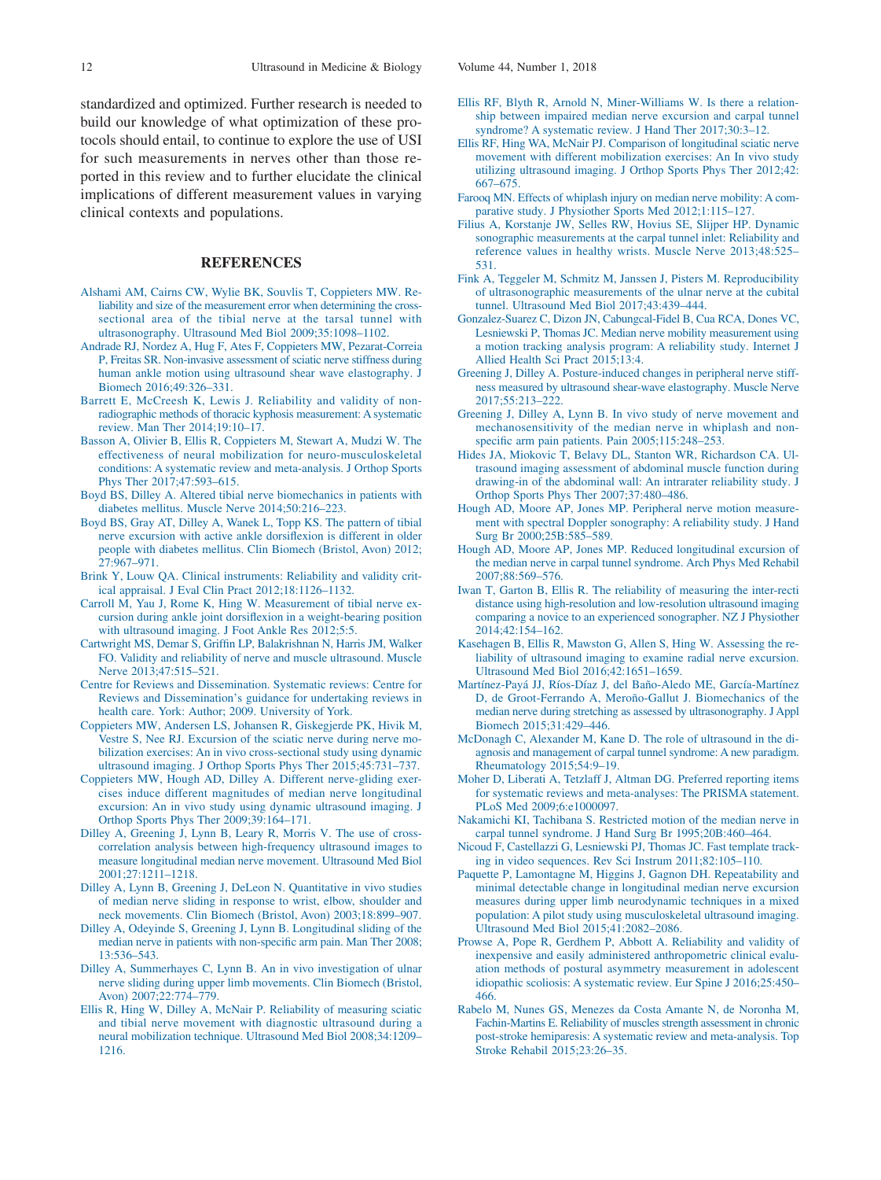standardized and optimized. Further research is needed to build our knowledge of what optimization of these protocols should entail, to continue to explore the use of USI for such measurements in nerves other than those reported in this review and to further elucidate the clinical implications of different measurement values in varying clinical contexts and populations.

## REFERENCES

Alshami AM, Cairns CW, Wylie BK, Souvlis T, Coppieters MW. Reliability and size of the measurement error when determining the cross-sectional area of the tibial nerve at the tarsal tunnel with ultrasonography. Ultrasound Med Biol 2009;35:1098–1102.

Andrade RJ, Nordez A, Hug F, Ates F, Coppieters MW, Pezarat-Correia P, Freitas SR. Non-invasive assessment of sciatic nerve stiffness during human ankle motion using ultrasound shear wave elastography. J Biomech 2016;49:326–331.

Barrett E, McCreesh K, Lewis J. Reliability and validity of non-radiographic methods of thoracic kyphosis measurement: A systematic review. Man Ther 2014;19:10–17.

Basson A, Olivier B, Ellis R, Coppieters M, Stewart A, Mudzi W. The effectiveness of neural mobilization for neuro-musculoskeletal conditions: A systematic review and meta-analysis. J Orthop Sports Phys Ther 2017;47:593–615.

Boyd BS, Dilley A. Altered tibial nerve biomechanics in patients with diabetes mellitus. Muscle Nerve 2014;50:216–223.

Boyd BS, Gray AT, Dilley A, Wanek L, Topp KS. The pattern of tibial nerve excursion with active ankle dorsiflexion is different in older people with diabetes mellitus. Clin Biomech (Bristol, Avon) 2012; 27:967–971.

Brink Y, Louw QA. Clinical instruments: Reliability and validity critical appraisal. J Eval Clin Pract 2012;18:1126–1132.

Carroll M, Yau J, Rome K, Hing W. Measurement of tibial nerve excursion during ankle joint dorsiflexion in a weight-bearing position with ultrasound imaging. J Foot Ankle Res 2012;5:5.

Cartwright MS, Demar S, Griffin LP, Balakrishnan N, Harris JM, Walker FO. Validity and reliability of nerve and muscle ultrasound. Muscle Nerve 2013;47:515–521.

Centre for Reviews and Dissemination. Systematic reviews: Centre for Reviews and Dissemination's guidance for undertaking reviews in health care. York: Author; 2009. University of York.

Coppieters MW, Andersen LS, Johansen R, Giskegjerde PK, Hivik M, Vestre S, Nee RJ. Excursion of the sciatic nerve during nerve mobilization exercises: An in vivo cross-sectional study using dynamic ultrasound imaging. J Orthop Sports Phys Ther 2015;45:731–737.

Coppieters MW, Hough AD, Dilley A. Different nerve-gliding exercises induce different magnitudes of median nerve longitudinal excursion: An in vivo study using dynamic ultrasound imaging. J Orthop Sports Phys Ther 2009;39:164–171.

Dilley A, Greening J, Lynn B, Leary R, Morris V. The use of cross-correlation analysis between high-frequency ultrasound images to measure longitudinal median nerve movement. Ultrasound Med Biol 2001;27:1211–1218.

Dilley A, Lynn B, Greening J, DeLeon N. Quantitative in vivo studies of median nerve sliding in response to wrist, elbow, shoulder and neck movements. Clin Biomech (Bristol, Avon) 2003;18:899–907.

Dilley A, Odeyinde S, Greening J, Lynn B. Longitudinal sliding of the median nerve in patients with non-specific arm pain. Man Ther 2008; 13:536–543.

Dilley A, Summerhayes C, Lynn B. An in vivo investigation of ulnar nerve sliding during upper limb movements. Clin Biomech (Bristol, Avon) 2007;22:774–779.

Ellis R, Hing W, Dilley A, McNair P. Reliability of measuring sciatic and tibial nerve movement with diagnostic ultrasound during a neural mobilization technique. Ultrasound Med Biol 2008;34:1209–1216.

Ellis RF, Blyth R, Arnold N, Miner-Williams W. Is there a relationship between impaired median nerve excursion and carpal tunnel syndrome? A systematic review. J Hand Ther 2017;30:3–12.

Ellis RF, Hing WA, McNair PJ. Comparison of longitudinal sciatic nerve movement with different mobilization exercises: An In vivo study utilizing ultrasound imaging. J Orthop Sports Phys Ther 2012;42: 667–675.

Farooq MN. Effects of whiplash injury on median nerve mobility: A comparative study. J Physiother Sports Med 2012;1:115–127.

Filius A, Korstanje JW, Selles RW, Hovius SE, Slijper HP. Dynamic sonographic measurements at the carpal tunnel inlet: Reliability and reference values in healthy wrists. Muscle Nerve 2013;48:525–531.

Fink A, Teggeler M, Schmitz M, Janssen J, Pisters M. Reproducibility of ultrasonographic measurements of the ulnar nerve at the cubital tunnel. Ultrasound Med Biol 2017;43:439–444.

Gonzalez-Suarez C, Dizon JN, Cabungcal-Fidel B, Cua RCA, Dones VC, Lesniewski P, Thomas JC. Median nerve mobility measurement using a motion tracking analysis program: A reliability study. Internet J Allied Health Sci Pract 2015;13:4.

Greening J, Dilley A. Posture-induced changes in peripheral nerve stiffness measured by ultrasound shear-wave elastography. Muscle Nerve 2017;55:213–222.

Greening J, Dilley A, Lynn B. In vivo study of nerve movement and mechanosensitivity of the median nerve in whiplash and non-specific arm pain patients. Pain 2005;115:248–253.

Hides JA, Miokovic T, Belavy DL, Stanton WR, Richardson CA. Ultrasound imaging assessment of abdominal muscle function during drawing-in of the abdominal wall: An intrarater reliability study. J Orthop Sports Phys Ther 2007;37:480–486.

Hough AD, Moore AP, Jones MP. Peripheral nerve motion measurement with spectral Doppler sonography: A reliability study. J Hand Surg Br 2000;25B:585–589.

Hough AD, Moore AP, Jones MP. Reduced longitudinal excursion of the median nerve in carpal tunnel syndrome. Arch Phys Med Rehabil 2007;88:569–576.

Iwan T, Garton B, Ellis R. The reliability of measuring the inter-recti distance using high-resolution and low-resolution ultrasound imaging comparing a novice to an experienced sonographer. NZ J Physiother 2014;42:154–162.

Kasehagen B, Ellis R, Mawston G, Allen S, Hing W. Assessing the reliability of ultrasound imaging to examine radial nerve excursion. Ultrasound Med Biol 2016;42:1651–1659.

Martínez-Payá JJ, Ríos-Díaz J, del Baño-Aledo ME, García-Martínez D, de Groot-Ferrando A, Meroño-Gallut J. Biomechanics of the median nerve during stretching as assessed by ultrasonography. J Appl Biomech 2015;31:429–446.

McDonagh C, Alexander M, Kane D. The role of ultrasound in the diagnosis and management of carpal tunnel syndrome: A new paradigm. Rheumatology 2015;54:9–19.

Moher D, Liberati A, Tetzlaff J, Altman DG. Preferred reporting items for systematic reviews and meta-analyses: The PRISMA statement. PLoS Med 2009;6:e1000097.

Nakamichi KI, Tachibana S. Restricted motion of the median nerve in carpal tunnel syndrome. J Hand Surg Br 1995;20B:460–464.

Nicoud F, Castellazzi G, Lesniewski PJ, Thomas JC. Fast template tracking in video sequences. Rev Sci Instrum 2011;82:105–110.

Paquette P, Lamontagne M, Higgins J, Gagnon DH. Repeatability and minimal detectable change in longitudinal median nerve excursion measures during upper limb neurodynamic techniques in a mixed population: A pilot study using musculoskeletal ultrasound imaging. Ultrasound Med Biol 2015;41:2082–2086.

Prowse A, Pope R, Gerdhem P, Abbott A. Reliability and validity of inexpensive and easily administered anthropometric clinical evaluation methods of postural asymmetry measurement in adolescent idiopathic scoliosis: A systematic review. Eur Spine J 2016;25:450–466.

Rabelo M, Nunes GS, Menezes da Costa Amante N, de Noronha M, Fachin-Martins E. Reliability of muscles strength assessment in chronic post-stroke hemiparesis: A systematic review and meta-analysis. Top Stroke Rehabil 2015;23:26–35.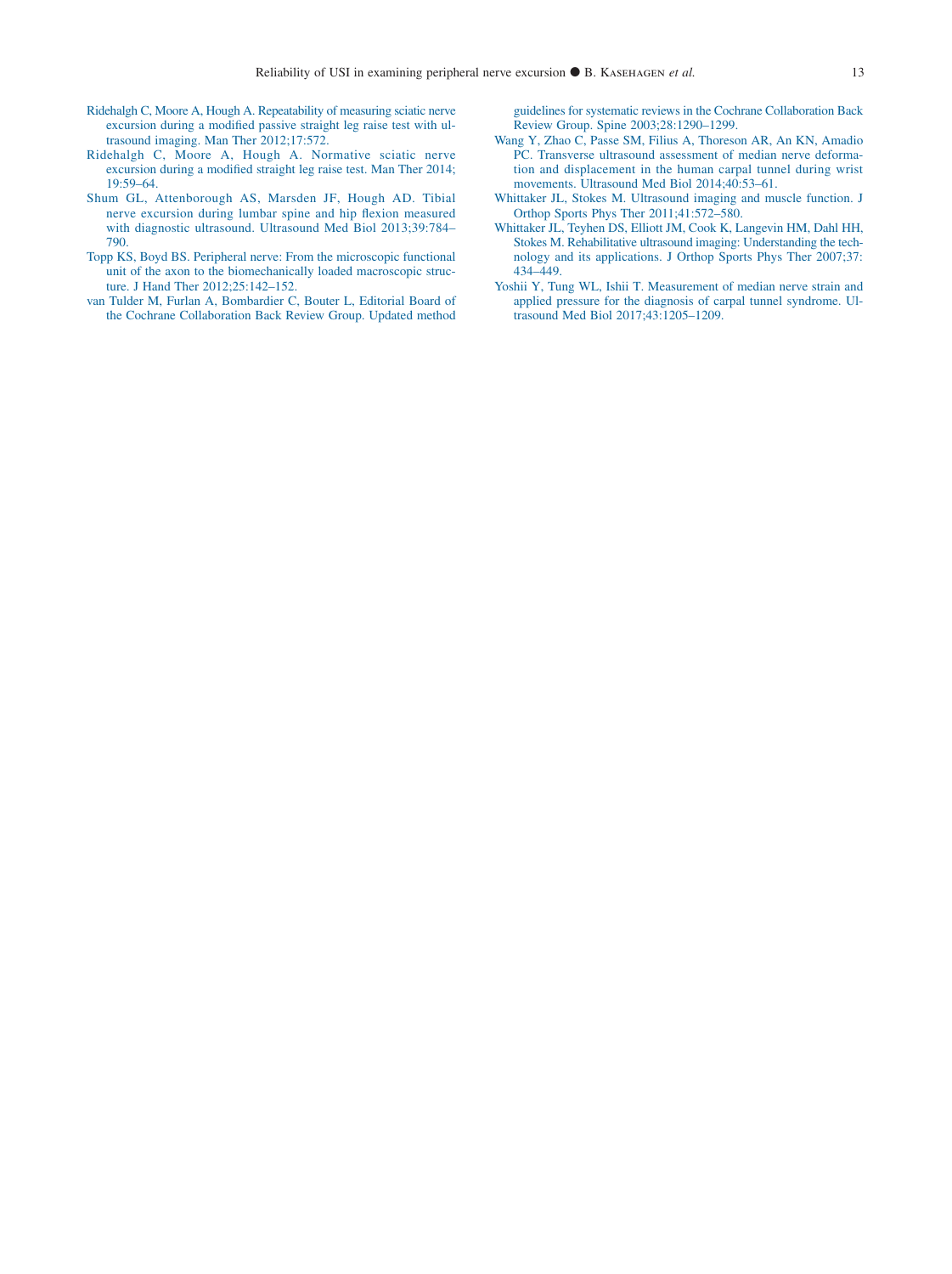Ridehalgh C, Moore A, Hough A. Repeatability of measuring sciatic nerve excursion during a modified passive straight leg raise test with ultrasound imaging. Man Ther 2012;17:572.

Ridehalgh C, Moore A, Hough A. Normative sciatic nerve excursion during a modified straight leg raise test. Man Ther 2014; 19:59–64.

Shum GL, Attenborough AS, Marsden JF, Hough AD. Tibial nerve excursion during lumbar spine and hip flexion measured with diagnostic ultrasound. Ultrasound Med Biol 2013;39:784–790.

Topp KS, Boyd BS. Peripheral nerve: From the microscopic functional unit of the axon to the biomechanically loaded macroscopic structure. J Hand Ther 2012;25:142–152.

van Tulder M, Furlan A, Bombardier C, Bouter L, Editorial Board of the Cochrane Collaboration Back Review Group. Updated method guidelines for systematic reviews in the Cochrane Collaboration Back Review Group. Spine 2003;28:1290–1299.

Wang Y, Zhao C, Passe SM, Filius A, Thoreson AR, An KN, Amadio PC. Transverse ultrasound assessment of median nerve deformation and displacement in the human carpal tunnel during wrist movements. Ultrasound Med Biol 2014;40:53–61.

Whittaker JL, Stokes M. Ultrasound imaging and muscle function. J Orthop Sports Phys Ther 2011;41:572–580.

Whittaker JL, Teyhen DS, Elliott JM, Cook K, Langevin HM, Dahl HH, Stokes M. Rehabilitative ultrasound imaging: Understanding the technology and its applications. J Orthop Sports Phys Ther 2007;37: 434–449.

Yoshii Y, Tung WL, Ishii T. Measurement of median nerve strain and applied pressure for the diagnosis of carpal tunnel syndrome. Ultrasound Med Biol 2017;43:1205–1209.